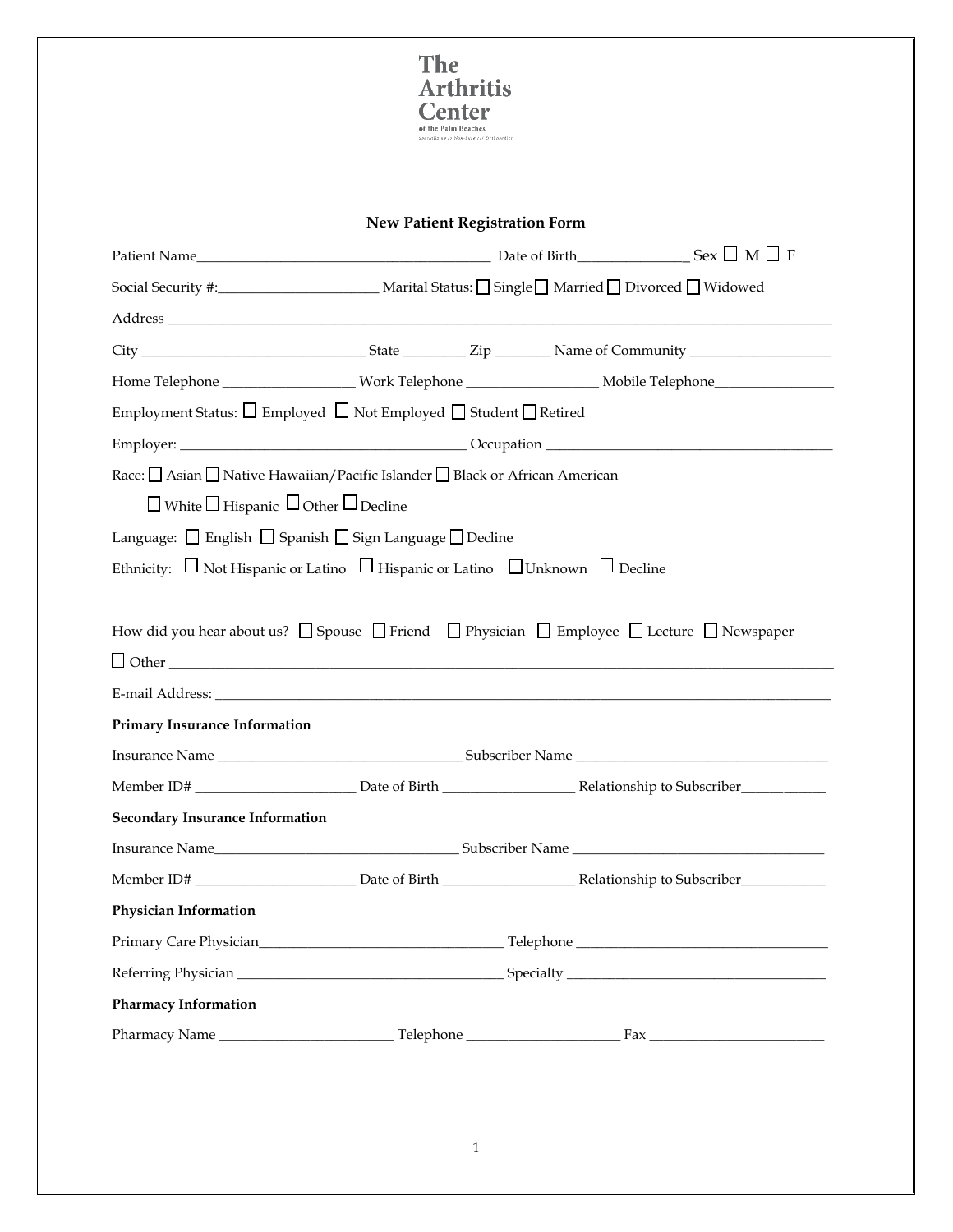**The Arthritis Center**
of the Palm Beaches
*Specializing in Non-Surgical Orthopedics*

## New Patient Registration Form

Patient Name_____________________________________ Date of Birth_______________ Sex ☐ M ☐ F

Social Security #:______________________ Marital Status: ☐ Single ☐ Married ☐ Divorced ☐ Widowed

Address ____________________________________________________________________________

City _______________________________ State ________ Zip _______ Name of Community ___________________

Home Telephone __________________ Work Telephone __________________ Mobile Telephone________________

Employment Status: ☐ Employed ☐ Not Employed ☐ Student ☐ Retired

Employer: ________________________________________ Occupation ________________________________________

Race: ☐ Asian ☐ Native Hawaiian/Pacific Islander ☐ Black or African American

☐ White ☐ Hispanic ☐ Other ☐ Decline

Language: ☐ English ☐ Spanish ☐ Sign Language ☐ Decline

Ethnicity: ☐ Not Hispanic or Latino ☐ Hispanic or Latino ☐ Unknown ☐ Decline

How did you hear about us? ☐ Spouse ☐ Friend ☐ Physician ☐ Employee ☐ Lecture ☐ Newspaper

☐ Other ____________________________________________________________________________

E-mail Address: ____________________________________________________________________________

**Primary Insurance Information**

Insurance Name ___________________________________ Subscriber Name ___________________________________

Member ID# ______________________ Date of Birth __________________ Relationship to Subscriber____________

**Secondary Insurance Information**

Insurance Name___________________________________ Subscriber Name ___________________________________

Member ID# ______________________ Date of Birth __________________ Relationship to Subscriber____________

**Physician Information**

Primary Care Physician___________________________________ Telephone ___________________________________

Referring Physician ___________________________________ Specialty ___________________________________

**Pharmacy Information**

Pharmacy Name ________________________ Telephone _____________________ Fax ________________________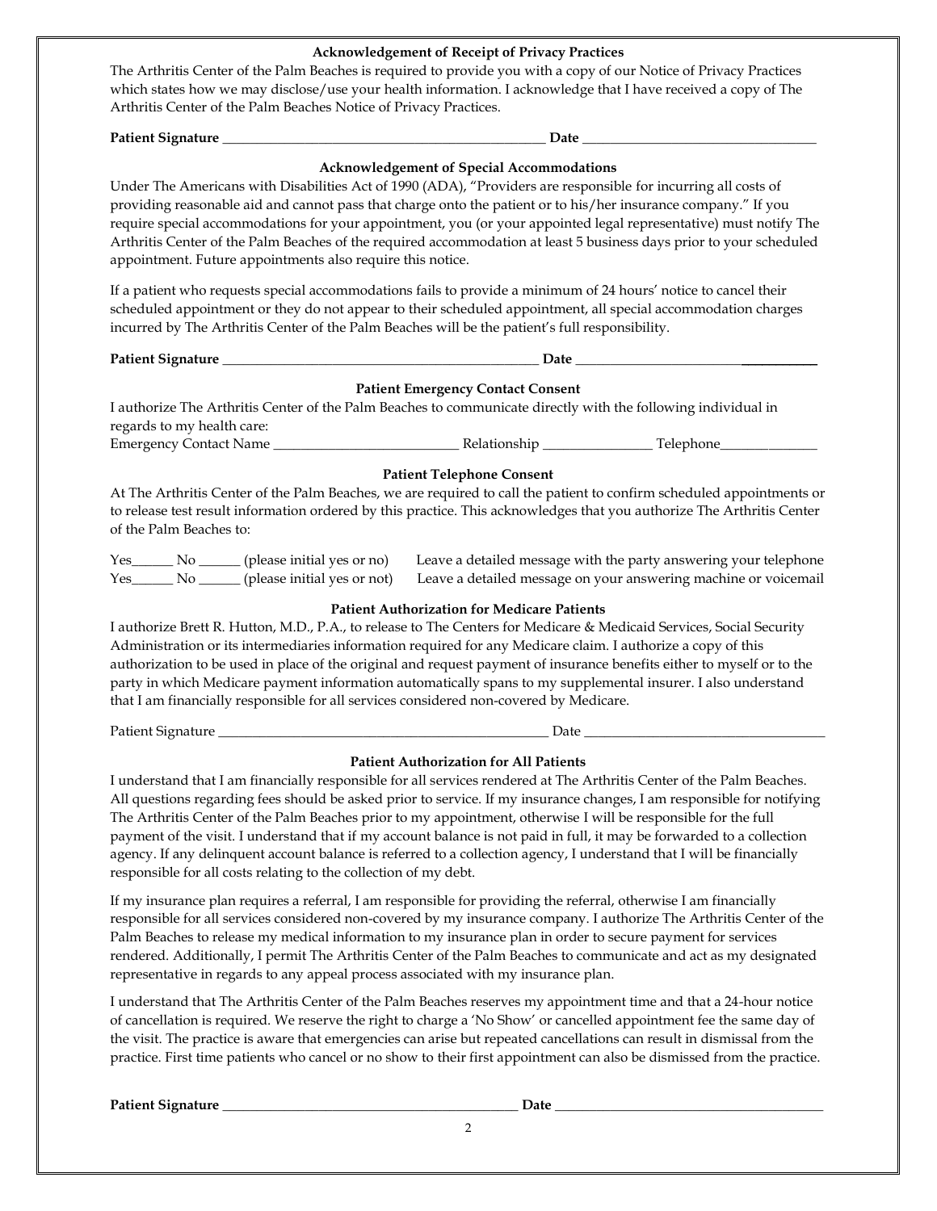### Acknowledgement of Receipt of Privacy Practices

The Arthritis Center of the Palm Beaches is required to provide you with a copy of our Notice of Privacy Practices which states how we may disclose/use your health information. I acknowledge that I have received a copy of The Arthritis Center of the Palm Beaches Notice of Privacy Practices.

**Patient Signature** ______________________________________________ **Date** _________________________________

### Acknowledgement of Special Accommodations

Under The Americans with Disabilities Act of 1990 (ADA), "Providers are responsible for incurring all costs of providing reasonable aid and cannot pass that charge onto the patient or to his/her insurance company." If you require special accommodations for your appointment, you (or your appointed legal representative) must notify The Arthritis Center of the Palm Beaches of the required accommodation at least 5 business days prior to your scheduled appointment. Future appointments also require this notice.

If a patient who requests special accommodations fails to provide a minimum of 24 hours' notice to cancel their scheduled appointment or they do not appear to their scheduled appointment, all special accommodation charges incurred by The Arthritis Center of the Palm Beaches will be the patient's full responsibility.

**Patient Signature** ______________________________________________ **Date** _________________________________

### Patient Emergency Contact Consent

I authorize The Arthritis Center of the Palm Beaches to communicate directly with the following individual in regards to my health care:

Emergency Contact Name __________________________ Relationship _______________ Telephone______________

### Patient Telephone Consent

At The Arthritis Center of the Palm Beaches, we are required to call the patient to confirm scheduled appointments or to release test result information ordered by this practice. This acknowledges that you authorize The Arthritis Center of the Palm Beaches to:

Yes______ No ______ (please initial yes or no) Leave a detailed message with the party answering your telephone

Yes______ No ______ (please initial yes or not) Leave a detailed message on your answering machine or voicemail

### Patient Authorization for Medicare Patients

I authorize Brett R. Hutton, M.D., P.A., to release to The Centers for Medicare & Medicaid Services, Social Security Administration or its intermediaries information required for any Medicare claim. I authorize a copy of this authorization to be used in place of the original and request payment of insurance benefits either to myself or to the party in which Medicare payment information automatically spans to my supplemental insurer. I also understand that I am financially responsible for all services considered non-covered by Medicare.

Patient Signature ______________________________________________ Date _________________________________

### Patient Authorization for All Patients

I understand that I am financially responsible for all services rendered at The Arthritis Center of the Palm Beaches. All questions regarding fees should be asked prior to service. If my insurance changes, I am responsible for notifying The Arthritis Center of the Palm Beaches prior to my appointment, otherwise I will be responsible for the full payment of the visit. I understand that if my account balance is not paid in full, it may be forwarded to a collection agency. If any delinquent account balance is referred to a collection agency, I understand that I will be financially responsible for all costs relating to the collection of my debt.

If my insurance plan requires a referral, I am responsible for providing the referral, otherwise I am financially responsible for all services considered non-covered by my insurance company. I authorize The Arthritis Center of the Palm Beaches to release my medical information to my insurance plan in order to secure payment for services rendered. Additionally, I permit The Arthritis Center of the Palm Beaches to communicate and act as my designated representative in regards to any appeal process associated with my insurance plan.

I understand that The Arthritis Center of the Palm Beaches reserves my appointment time and that a 24-hour notice of cancellation is required. We reserve the right to charge a 'No Show' or cancelled appointment fee the same day of the visit. The practice is aware that emergencies can arise but repeated cancellations can result in dismissal from the practice. First time patients who cancel or no show to their first appointment can also be dismissed from the practice.

**Patient Signature** ______________________________________________ **Date** _________________________________